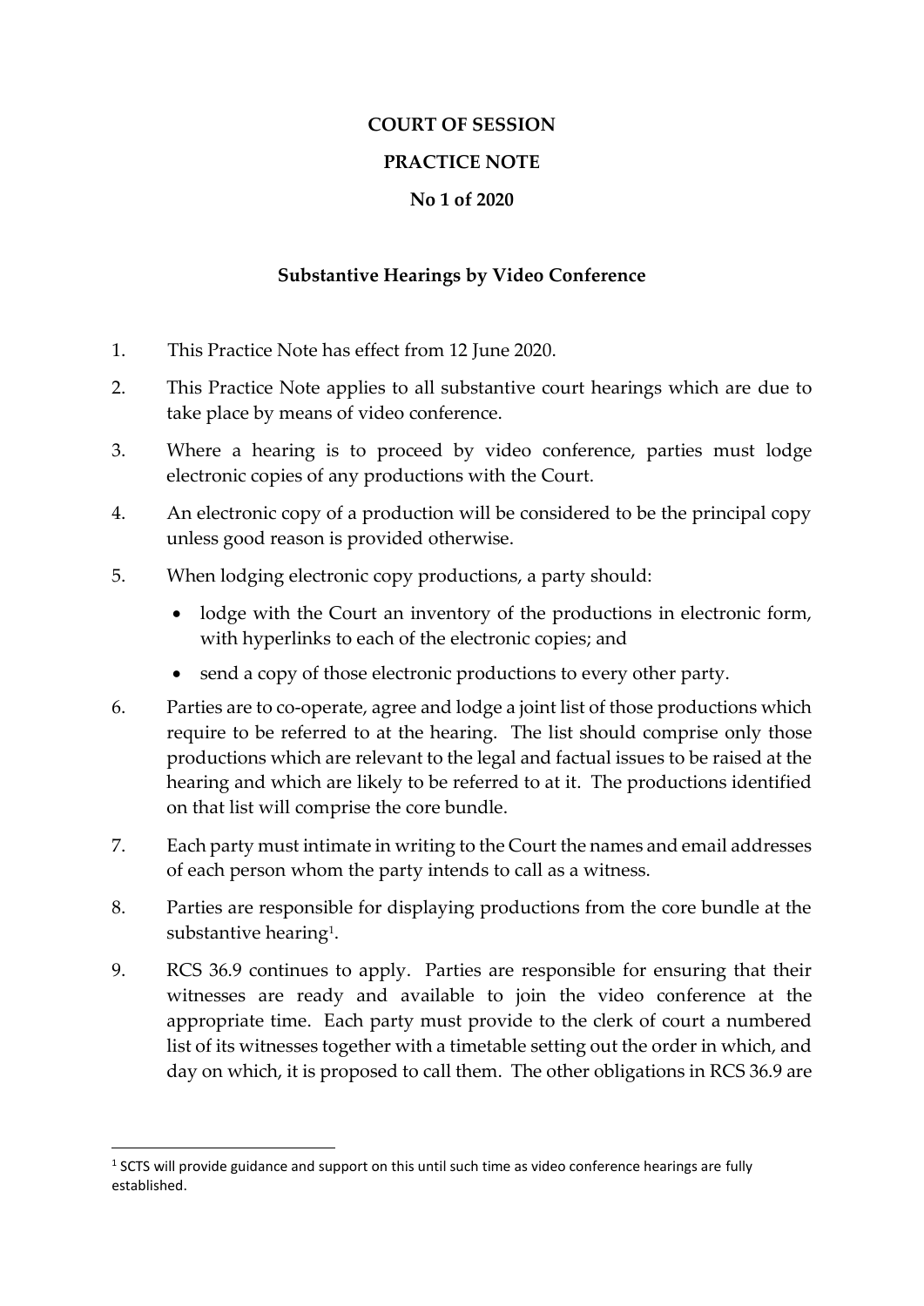**COURT OF SESSION**

**PRACTICE NOTE**

**No 1 of 2020**

**Substantive Hearings by Video Conference**

1. This Practice Note has effect from 12 June 2020.

2. This Practice Note applies to all substantive court hearings which are due to take place by means of video conference.

3. Where a hearing is to proceed by video conference, parties must lodge electronic copies of any productions with the Court.

4. An electronic copy of a production will be considered to be the principal copy unless good reason is provided otherwise.

5. When lodging electronic copy productions, a party should:

   - lodge with the Court an inventory of the productions in electronic form, with hyperlinks to each of the electronic copies; and
   - send a copy of those electronic productions to every other party.

6. Parties are to co-operate, agree and lodge a joint list of those productions which require to be referred to at the hearing. The list should comprise only those productions which are relevant to the legal and factual issues to be raised at the hearing and which are likely to be referred to at it. The productions identified on that list will comprise the core bundle.

7. Each party must intimate in writing to the Court the names and email addresses of each person whom the party intends to call as a witness.

8. Parties are responsible for displaying productions from the core bundle at the substantive hearing[1].

9. RCS 36.9 continues to apply. Parties are responsible for ensuring that their witnesses are ready and available to join the video conference at the appropriate time. Each party must provide to the clerk of court a numbered list of its witnesses together with a timetable setting out the order in which, and day on which, it is proposed to call them. The other obligations in RCS 36.9 are

[1] SCTS will provide guidance and support on this until such time as video conference hearings are fully established.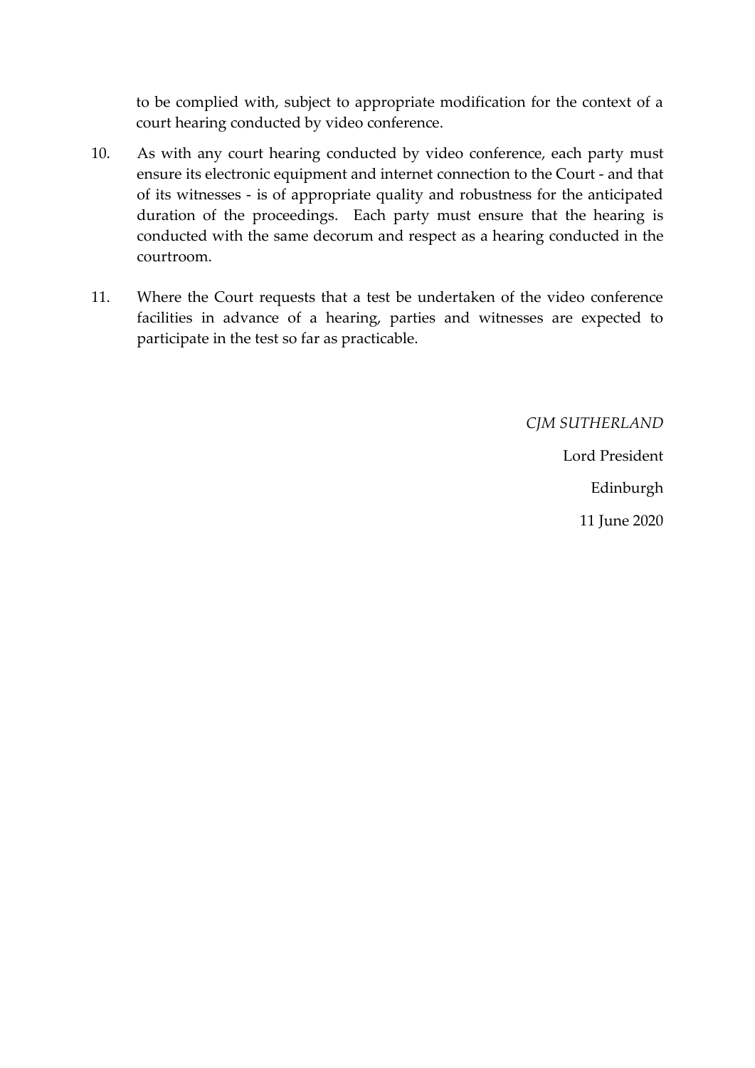to be complied with, subject to appropriate modification for the context of a court hearing conducted by video conference.

10. As with any court hearing conducted by video conference, each party must ensure its electronic equipment and internet connection to the Court - and that of its witnesses - is of appropriate quality and robustness for the anticipated duration of the proceedings. Each party must ensure that the hearing is conducted with the same decorum and respect as a hearing conducted in the courtroom.

11. Where the Court requests that a test be undertaken of the video conference facilities in advance of a hearing, parties and witnesses are expected to participate in the test so far as practicable.

*CJM SUTHERLAND*

Lord President

Edinburgh

11 June 2020